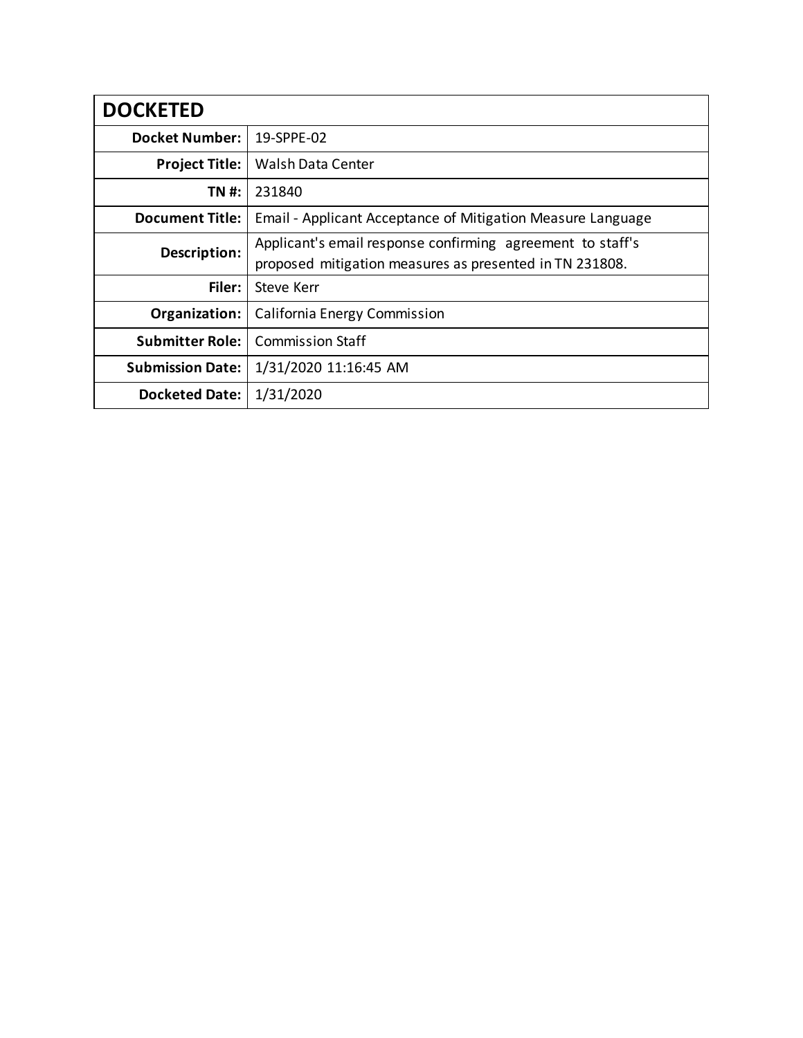| DOCKETED | |
|---|---|
| **Docket Number:** | 19-SPPE-02 |
| **Project Title:** | Walsh Data Center |
| **TN #:** | 231840 |
| **Document Title:** | Email - Applicant Acceptance of Mitigation Measure Language |
| **Description:** | Applicant's email response confirming agreement to staff's proposed mitigation measures as presented in TN 231808. |
| **Filer:** | Steve Kerr |
| **Organization:** | California Energy Commission |
| **Submitter Role:** | Commission Staff |
| **Submission Date:** | 1/31/2020 11:16:45 AM |
| **Docketed Date:** | 1/31/2020 |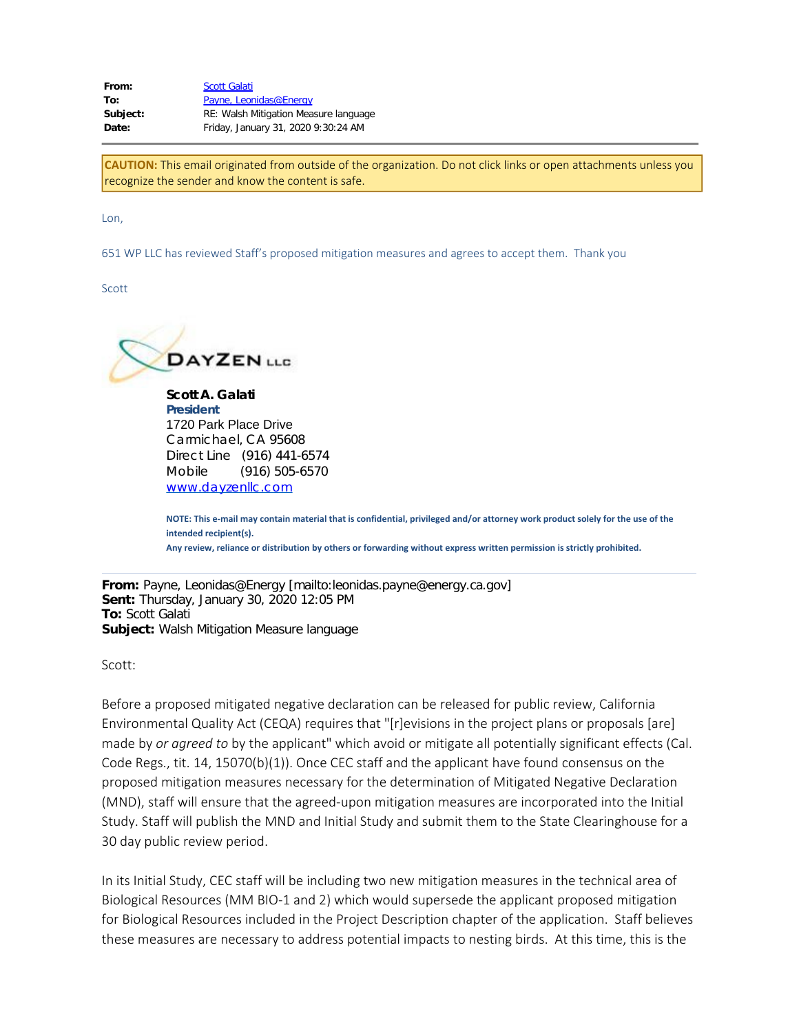| | |
|---|---|
| **From:** | Scott Galati |
| **To:** | Payne, Leonidas@Energy |
| **Subject:** | RE: Walsh Mitigation Measure language |
| **Date:** | Friday, January 31, 2020 9:30:24 AM |

**CAUTION:** This email originated from outside of the organization. Do not click links or open attachments unless you recognize the sender and know the content is safe.

Lon,

651 WP LLC has reviewed Staff's proposed mitigation measures and agrees to accept them. Thank you

Scott

DAYZEN LLC

**Scott A. Galati**
**President**
1720 Park Place Drive
Carmichael, CA 95608
Direct Line (916) 441-6574
Mobile (916) 505-6570
www.dayzenllc.com

**NOTE: This e-mail may contain material that is confidential, privileged and/or attorney work product solely for the use of the intended recipient(s).**
**Any review, reliance or distribution by others or forwarding without express written permission is strictly prohibited.**

---

**From:** Payne, Leonidas@Energy [mailto:leonidas.payne@energy.ca.gov]
**Sent:** Thursday, January 30, 2020 12:05 PM
**To:** Scott Galati
**Subject:** Walsh Mitigation Measure language

Scott:

Before a proposed mitigated negative declaration can be released for public review, California Environmental Quality Act (CEQA) requires that "[r]evisions in the project plans or proposals [are] made by *or agreed to* by the applicant" which avoid or mitigate all potentially significant effects (Cal. Code Regs., tit. 14, 15070(b)(1)). Once CEC staff and the applicant have found consensus on the proposed mitigation measures necessary for the determination of Mitigated Negative Declaration (MND), staff will ensure that the agreed-upon mitigation measures are incorporated into the Initial Study. Staff will publish the MND and Initial Study and submit them to the State Clearinghouse for a 30 day public review period.

In its Initial Study, CEC staff will be including two new mitigation measures in the technical area of Biological Resources (MM BIO-1 and 2) which would supersede the applicant proposed mitigation for Biological Resources included in the Project Description chapter of the application. Staff believes these measures are necessary to address potential impacts to nesting birds. At this time, this is the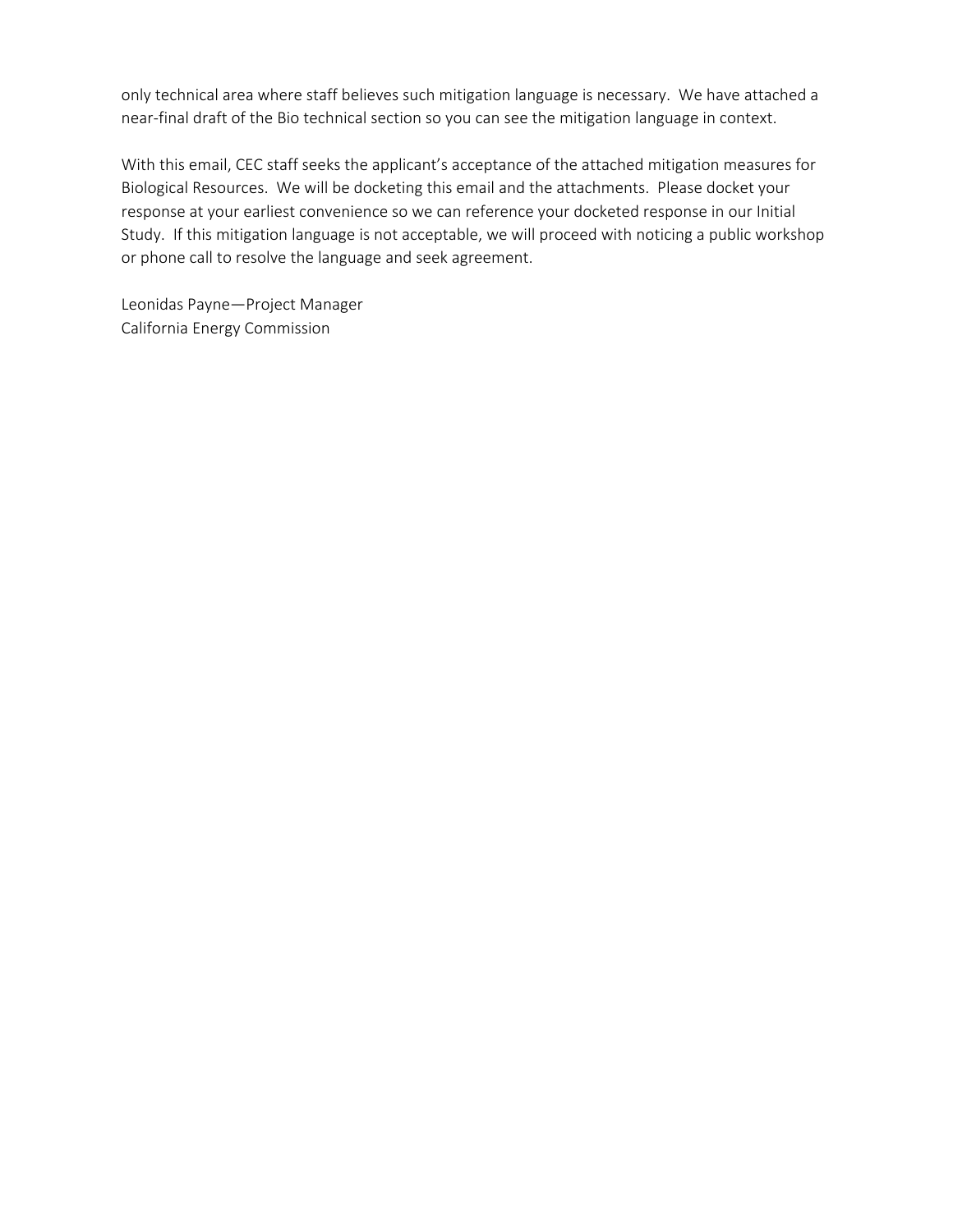only technical area where staff believes such mitigation language is necessary. We have attached a near-final draft of the Bio technical section so you can see the mitigation language in context.

With this email, CEC staff seeks the applicant's acceptance of the attached mitigation measures for Biological Resources. We will be docketing this email and the attachments. Please docket your response at your earliest convenience so we can reference your docketed response in our Initial Study. If this mitigation language is not acceptable, we will proceed with noticing a public workshop or phone call to resolve the language and seek agreement.

Leonidas Payne—Project Manager
California Energy Commission